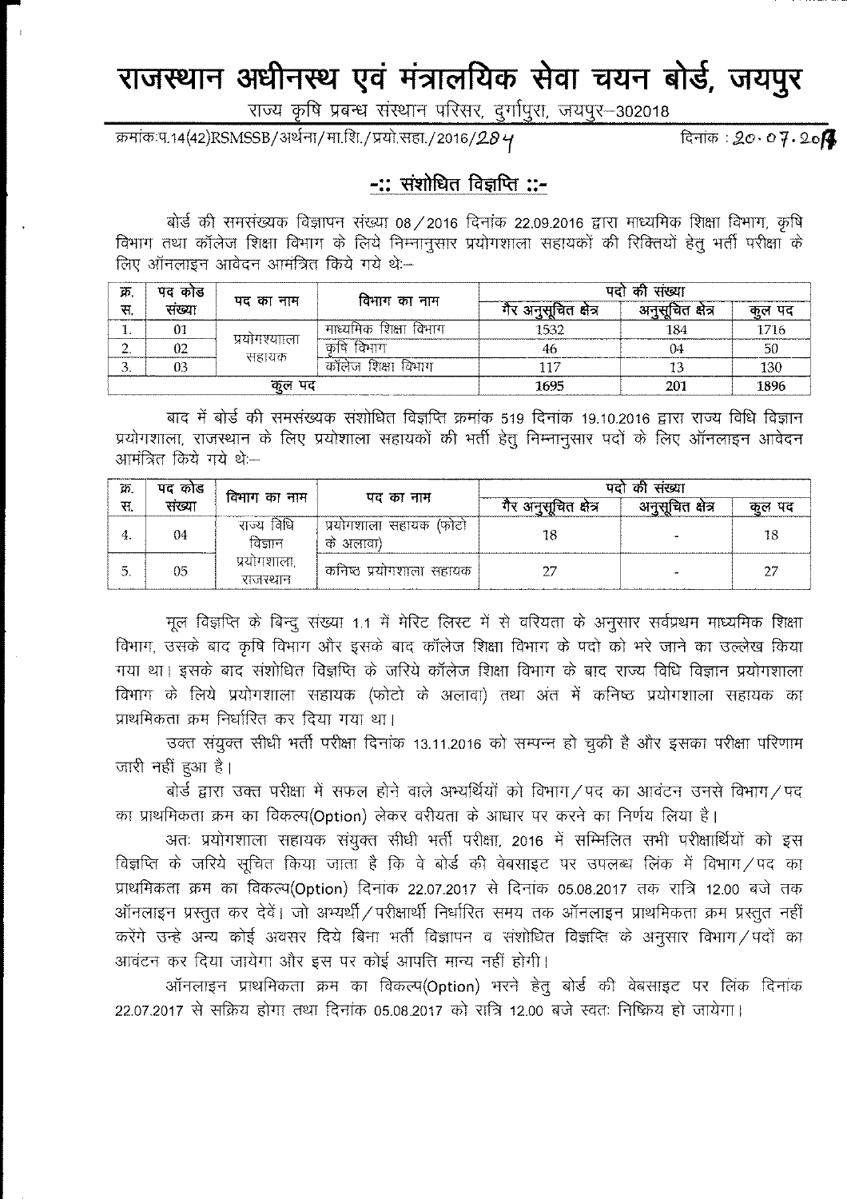# राजस्थान अधीनस्थ एवं मंत्रालयिक सेवा चयन बोर्ड, जयपुर

राज्य कृषि प्रबन्ध संस्थान परिसर, दुर्गापुरा, जयपुर–302018

क्रमांकःप.14(42)RSMSSB/अर्थना/मा.शि./प्रयो.सहा./2016/284 दिनांक : 20.07.2017

## -:: संशोधित विज्ञप्ति ::-

बोर्ड की समसंख्यक विज्ञापन संख्या 08/2016 दिनांक 22.09.2016 द्वारा माध्यमिक शिक्षा विभाग, कृषि विभाग तथा कॉलेज शिक्षा विभाग के लिये निम्नानुसार प्रयोगशाला सहायकों की रिक्तियों हेतु भर्ती परीक्षा के लिए ऑनलाइन आवेदन आमंत्रित किये गये थे:–

| क्र. स. | पद कोड संख्या | पद का नाम | विभाग का नाम | पदो की संख्या | | |
|---|---|---|---|---|---|---|
| | | | | गैर अनुसूचित क्षेत्र | अनुसूचित क्षेत्र | कुल पद |
| 1. | 01 | प्रयोगशाला सहायक | माध्यमिक शिक्षा विभाग | 1532 | 184 | 1716 |
| 2. | 02 | | कृषि विभाग | 46 | 04 | 50 |
| 3. | 03 | | कॉलेज शिक्षा विभाग | 117 | 13 | 130 |
| कुल पद | | | | 1695 | 201 | 1896 |

बाद में बोर्ड की समसंख्यक संशोधित विज्ञप्ति क्रमांक 519 दिनांक 19.10.2016 द्वारा राज्य विधि विज्ञान प्रयोगशाला, राजस्थान के लिए प्रयोशाला सहायकों की भर्ती हेतु निम्नानुसार पदों के लिए ऑनलाइन आवेदन आमंत्रित किये गये थे:–

| क्र. स. | पद कोड संख्या | विभाग का नाम | पद का नाम | पदो की संख्या | | |
|---|---|---|---|---|---|---|
| | | | | गैर अनुसूचित क्षेत्र | अनुसूचित क्षेत्र | कुल पद |
| 4. | 04 | राज्य विधि विज्ञान प्रयोगशाला, राजस्थान | प्रयोगशाला सहायक (फोटो के अलावा) | 18 | - | 18 |
| 5. | 05 | | कनिष्ठ प्रयोगशाला सहायक | 27 | - | 27 |

मूल विज्ञप्ति के बिन्दु संख्या 1.1 में मेरिट लिस्ट में से वरियता के अनुसार सर्वप्रथम माध्यमिक शिक्षा विभाग, उसके बाद कृषि विभाग और इसके बाद कॉलेज शिक्षा विभाग के पदो को भरे जाने का उल्लेख किया गया था। इसके बाद संशोधित विज्ञप्ति के जरिये कॉलेज शिक्षा विभाग के बाद राज्य विधि विज्ञान प्रयोगशाला विभाग के लिये प्रयोगशाला सहायक (फोटो के अलावा) तथा अंत में कनिष्ठ प्रयोगशाला सहायक का प्राथमिकता क्रम निर्धारित कर दिया गया था।

उक्त संयुक्त सीधी भर्ती परीक्षा दिनांक 13.11.2016 को सम्पन्न हो चुकी है और इसका परीक्षा परिणाम जारी नहीं हुआ है।

बोर्ड द्वारा उक्त परीक्षा में सफल होने वाले अभ्यर्थियों को विभाग/पद का आवंटन उनसे विभाग/पद का प्राथमिकता क्रम का विकल्प(Option) लेकर वरीयता के आधार पर करने का निर्णय लिया है।

अतः प्रयोगशाला सहायक संयुक्त सीधी भर्ती परीक्षा, 2016 में सम्मिलित सभी परीक्षार्थियों को इस विज्ञप्ति के जरिये सूचित किया जाता है कि वे बोर्ड की वेबसाइट पर उपलब्ध लिंक में विभाग/पद का प्राथमिकता क्रम का विकल्प(Option) दिनांक 22.07.2017 से दिनांक 05.08.2017 तक रात्रि 12.00 बजे तक ऑनलाइन प्रस्तुत कर देवें। जो अभ्यर्थी/परीक्षार्थी निर्धारित समय तक ऑनलाइन प्राथमिकता क्रम प्रस्तुत नहीं करेंगे उन्हे अन्य कोई अवसर दिये बिना भर्ती विज्ञापन व संशोधित विज्ञप्ति के अनुसार विभाग/पदों का आवंटन कर दिया जायेगा और इस पर कोई आपत्ति मान्य नहीं होगी।

ऑनलाइन प्राथमिकता क्रम का विकल्प(Option) भरने हेतु बोर्ड की वेबसाइट पर लिंक दिनांक 22.07.2017 से सक्रिय होगा तथा दिनांक 05.08.2017 को रात्रि 12.00 बजे स्वतः निष्क्रिय हो जायेगा।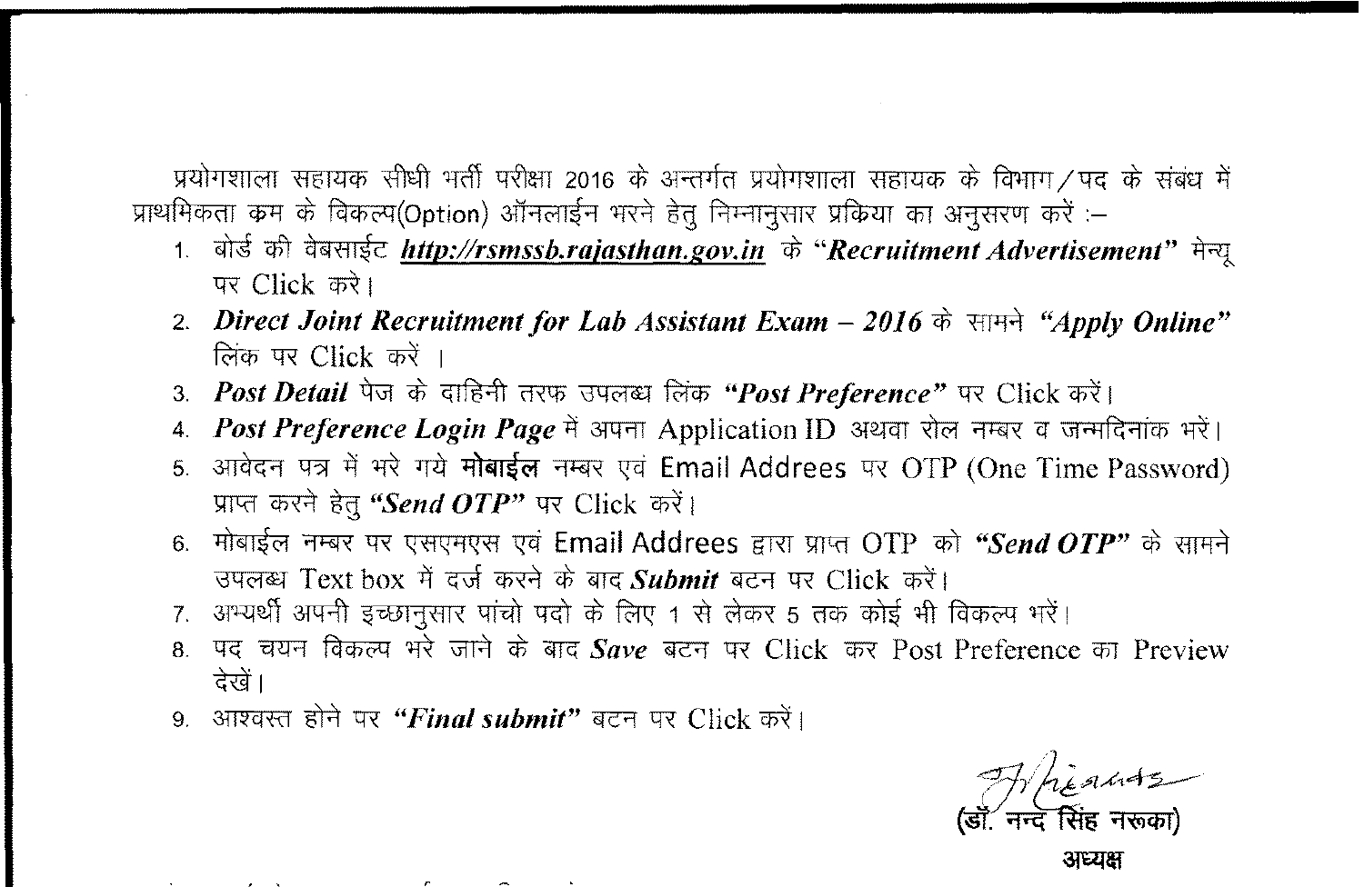प्रयोगशाला सहायक सीधी भर्ती परीक्षा 2016 के अन्तर्गत प्रयोगशाला सहायक के विभाग/पद के संबंध में प्राथमिकता कम के विकल्प(Option) ऑनलाईन भरने हेतु निम्नानुसार प्रकिया का अनुसरण करें :–

1. बोर्ड की वेबसाईट ***http://rsmssb.rajasthan.gov.in*** के "***Recruitment Advertisement***" मेन्यू पर Click करे।
2. ***Direct Joint Recruitment for Lab Assistant Exam – 2016*** के सामने "***Apply Online***" लिंक पर Click करें ।
3. ***Post Detail*** पेज के दाहिनी तरफ उपलब्ध लिंक "***Post Preference***" पर Click करें।
4. ***Post Preference Login Page*** में अपना Application ID अथवा रोल नम्बर व जन्मदिनांक भरें।
5. आवेदन पत्र में भरे गये **मोबाईल** नम्बर एवं Email Addrees पर OTP (One Time Password) प्राप्त करने हेतु "***Send OTP***" पर Click करें।
6. मोबाईल नम्बर पर एसएमएस एवं Email Addrees द्वारा प्राप्त OTP को "***Send OTP***" के सामने उपलब्ध Text box में दर्ज करने के बाद ***Submit*** बटन पर Click करें।
7. अभ्यर्थी अपनी इच्छानुसार पांचो पदो के लिए 1 से लेकर 5 तक कोई भी विकल्प भरें।
8. पद चयन विकल्प भरे जाने के बाद ***Save*** बटन पर Click कर Post Preference का Preview देखें।
9. आश्वस्त होने पर "***Final submit***" बटन पर Click करें।

(डॉ. नन्द सिंह नरुका)

अध्यक्ष